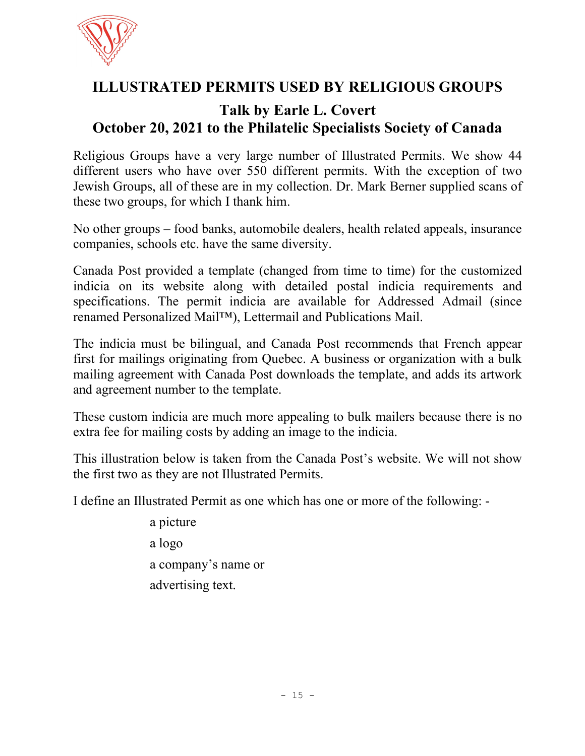# ILLUSTRATED PERMITS USED BY RELIGIOUS GROUPS

## Talk by Earle L. Covert
## October 20, 2021 to the Philatelic Specialists Society of Canada

Religious Groups have a very large number of Illustrated Permits. We show 44 different users who have over 550 different permits. With the exception of two Jewish Groups, all of these are in my collection. Dr. Mark Berner supplied scans of these two groups, for which I thank him.

No other groups – food banks, automobile dealers, health related appeals, insurance companies, schools etc. have the same diversity.

Canada Post provided a template (changed from time to time) for the customized indicia on its website along with detailed postal indicia requirements and specifications. The permit indicia are available for Addressed Admail (since renamed Personalized Mail™), Lettermail and Publications Mail.

The indicia must be bilingual, and Canada Post recommends that French appear first for mailings originating from Quebec. A business or organization with a bulk mailing agreement with Canada Post downloads the template, and adds its artwork and agreement number to the template.

These custom indicia are much more appealing to bulk mailers because there is no extra fee for mailing costs by adding an image to the indicia.

This illustration below is taken from the Canada Post's website. We will not show the first two as they are not Illustrated Permits.

I define an Illustrated Permit as one which has one or more of the following: -

- a picture
- a logo
- a company's name or
- advertising text.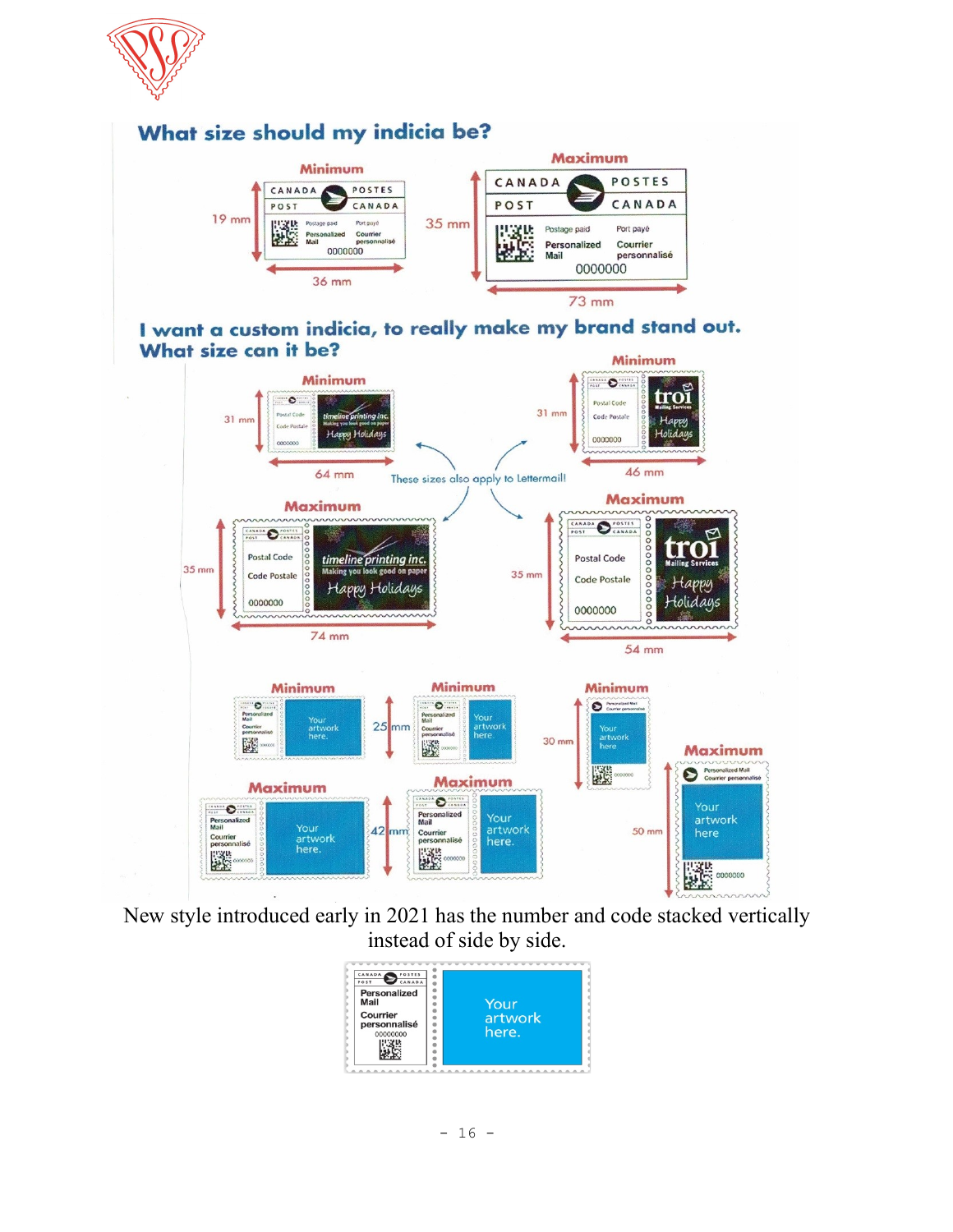## What size should my indicia be?

Minimum: 19 mm × 36 mm

Maximum: 35 mm × 73 mm

## I want a custom indicia, to really make my brand stand out. What size can it be?

Minimum: 31 mm × 64 mm

Minimum: 31 mm × 46 mm

These sizes also apply to Lettermail!

Maximum: 35 mm × 74 mm

Maximum: 35 mm × 54 mm

Minimum: 25 mm

Minimum: 30 mm

Maximum: 42 mm

Maximum: 50 mm

New style introduced early in 2021 has the number and code stacked vertically instead of side by side.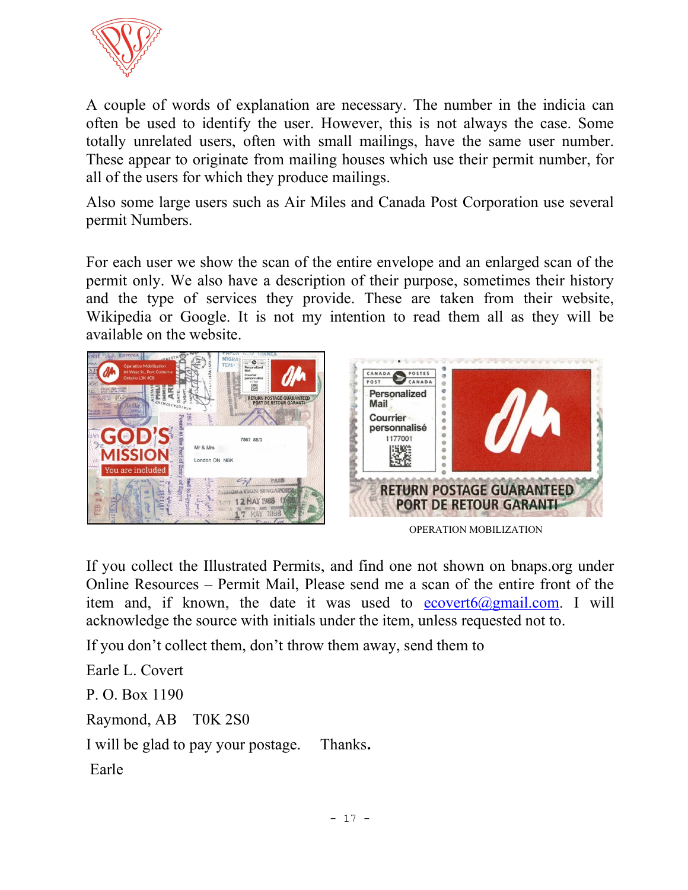A couple of words of explanation are necessary. The number in the indicia can often be used to identify the user. However, this is not always the case. Some totally unrelated users, often with small mailings, have the same user number. These appear to originate from mailing houses which use their permit number, for all of the users for which they produce mailings.

Also some large users such as Air Miles and Canada Post Corporation use several permit Numbers.

For each user we show the scan of the entire envelope and an enlarged scan of the permit only. We also have a description of their purpose, sometimes their history and the type of services they provide. These are taken from their website, Wikipedia or Google. It is not my intention to read them all as they will be available on the website.

OPERATION MOBILIZATION

If you collect the Illustrated Permits, and find one not shown on bnaps.org under Online Resources – Permit Mail, Please send me a scan of the entire front of the item and, if known, the date it was used to ecovert6@gmail.com. I will acknowledge the source with initials under the item, unless requested not to.

If you don't collect them, don't throw them away, send them to

Earle L. Covert

P. O. Box 1190

Raymond, AB T0K 2S0

I will be glad to pay your postage. Thanks.

Earle